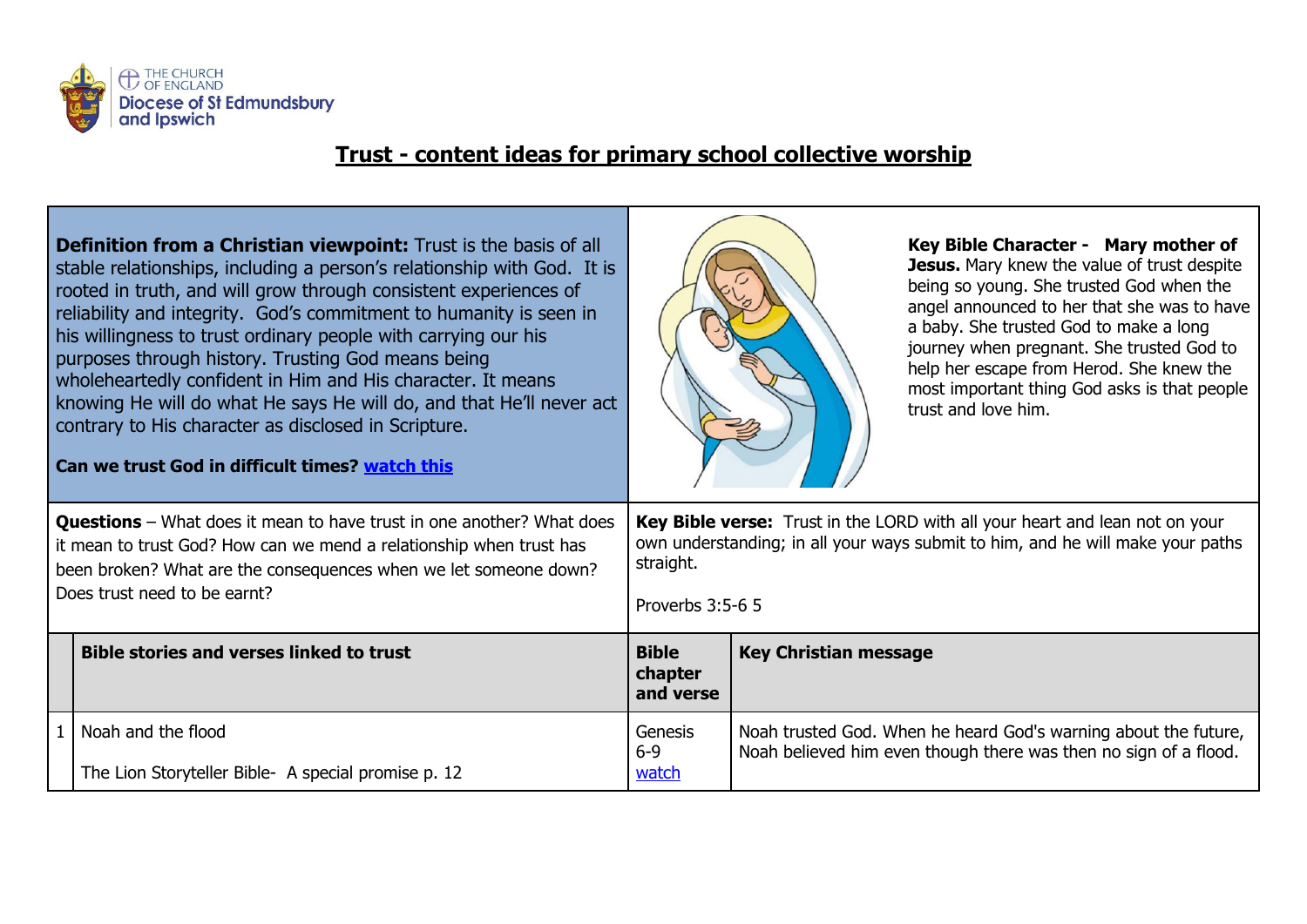THE CHURCH OF ENGLAND
Diocese of St Edmundsbury and Ipswich

# Trust - content ideas for primary school collective worship

**Definition from a Christian viewpoint:** Trust is the basis of all stable relationships, including a person's relationship with God. It is rooted in truth, and will grow through consistent experiences of reliability and integrity. God's commitment to humanity is seen in his willingness to trust ordinary people with carrying our his purposes through history. Trusting God means being wholeheartedly confident in Him and His character. It means knowing He will do what He says He will do, and that He'll never act contrary to His character as disclosed in Scripture.

**Can we trust God in difficult times? watch this**

**Key Bible Character - Mary mother of Jesus.** Mary knew the value of trust despite being so young. She trusted God when the angel announced to her that she was to have a baby. She trusted God to make a long journey when pregnant. She trusted God to help her escape from Herod. She knew the most important thing God asks is that people trust and love him.

**Questions** – What does it mean to have trust in one another? What does it mean to trust God? How can we mend a relationship when trust has been broken? What are the consequences when we let someone down? Does trust need to be earnt?

**Key Bible verse:** Trust in the LORD with all your heart and lean not on your own understanding; in all your ways submit to him, and he will make your paths straight.

Proverbs 3:5-6 5

| | Bible stories and verses linked to trust | Bible chapter and verse | Key Christian message |
|---|---|---|---|
| 1 | Noah and the flood<br><br>The Lion Storyteller Bible- A special promise p. 12 | Genesis 6-9<br>watch | Noah trusted God. When he heard God's warning about the future, Noah believed him even though there was then no sign of a flood. |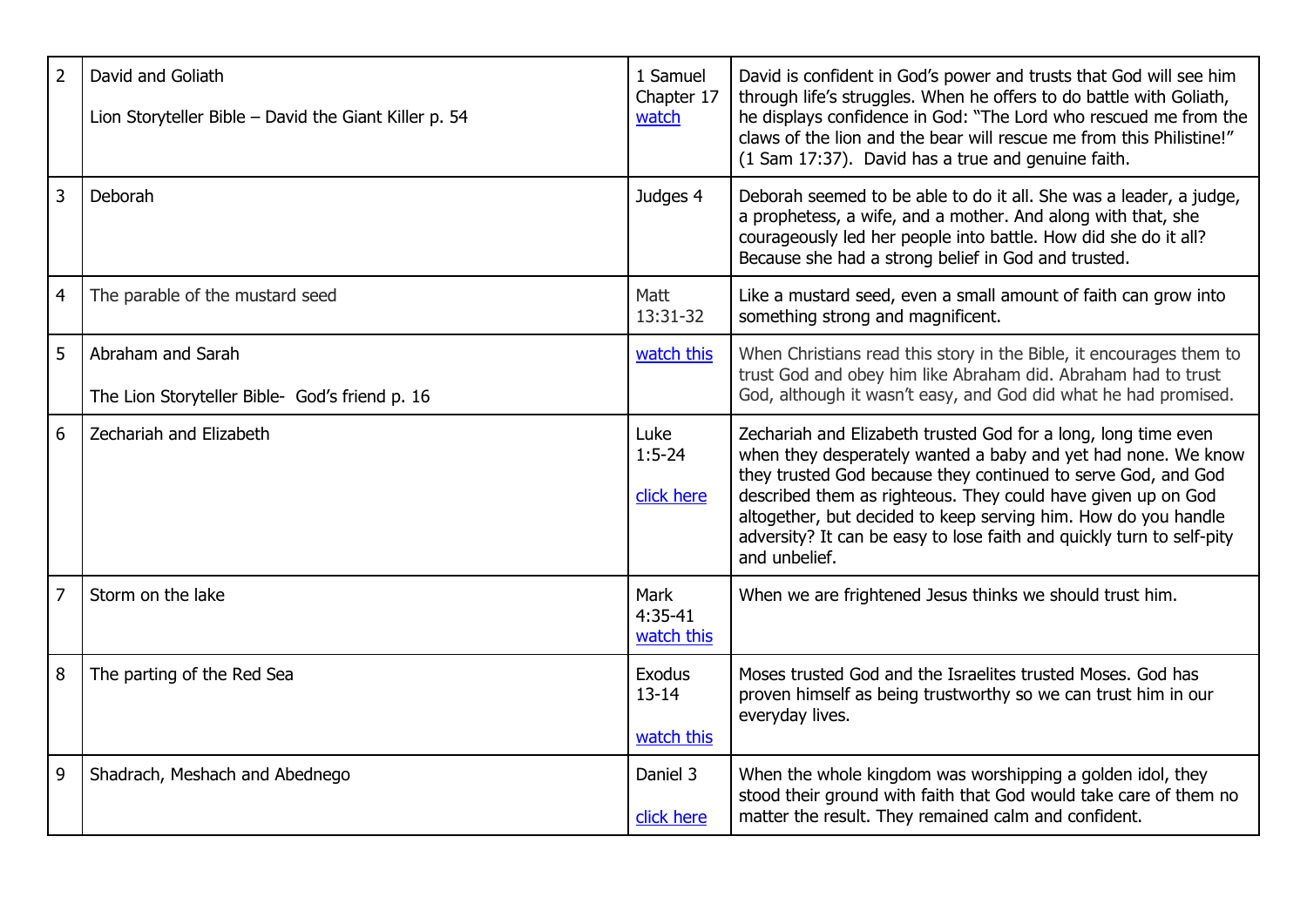| 2 | David and Goliath<br><br>Lion Storyteller Bible – David the Giant Killer p. 54 | 1 Samuel Chapter 17 watch | David is confident in God's power and trusts that God will see him through life's struggles. When he offers to do battle with Goliath, he displays confidence in God: "The Lord who rescued me from the claws of the lion and the bear will rescue me from this Philistine!" (1 Sam 17:37). David has a true and genuine faith. |
|---|---|---|---|
| 3 | Deborah | Judges 4 | Deborah seemed to be able to do it all. She was a leader, a judge, a prophetess, a wife, and a mother. And along with that, she courageously led her people into battle. How did she do it all? Because she had a strong belief in God and trusted. |
| 4 | The parable of the mustard seed | Matt 13:31-32 | Like a mustard seed, even a small amount of faith can grow into something strong and magnificent. |
| 5 | Abraham and Sarah<br><br>The Lion Storyteller Bible- God's friend p. 16 | watch this | When Christians read this story in the Bible, it encourages them to trust God and obey him like Abraham did. Abraham had to trust God, although it wasn't easy, and God did what he had promised. |
| 6 | Zechariah and Elizabeth | Luke 1:5-24<br><br>click here | Zechariah and Elizabeth trusted God for a long, long time even when they desperately wanted a baby and yet had none. We know they trusted God because they continued to serve God, and God described them as righteous. They could have given up on God altogether, but decided to keep serving him. How do you handle adversity? It can be easy to lose faith and quickly turn to self-pity and unbelief. |
| 7 | Storm on the lake | Mark 4:35-41 watch this | When we are frightened Jesus thinks we should trust him. |
| 8 | The parting of the Red Sea | Exodus 13-14<br><br>watch this | Moses trusted God and the Israelites trusted Moses. God has proven himself as being trustworthy so we can trust him in our everyday lives. |
| 9 | Shadrach, Meshach and Abednego | Daniel 3<br><br>click here | When the whole kingdom was worshipping a golden idol, they stood their ground with faith that God would take care of them no matter the result. They remained calm and confident. |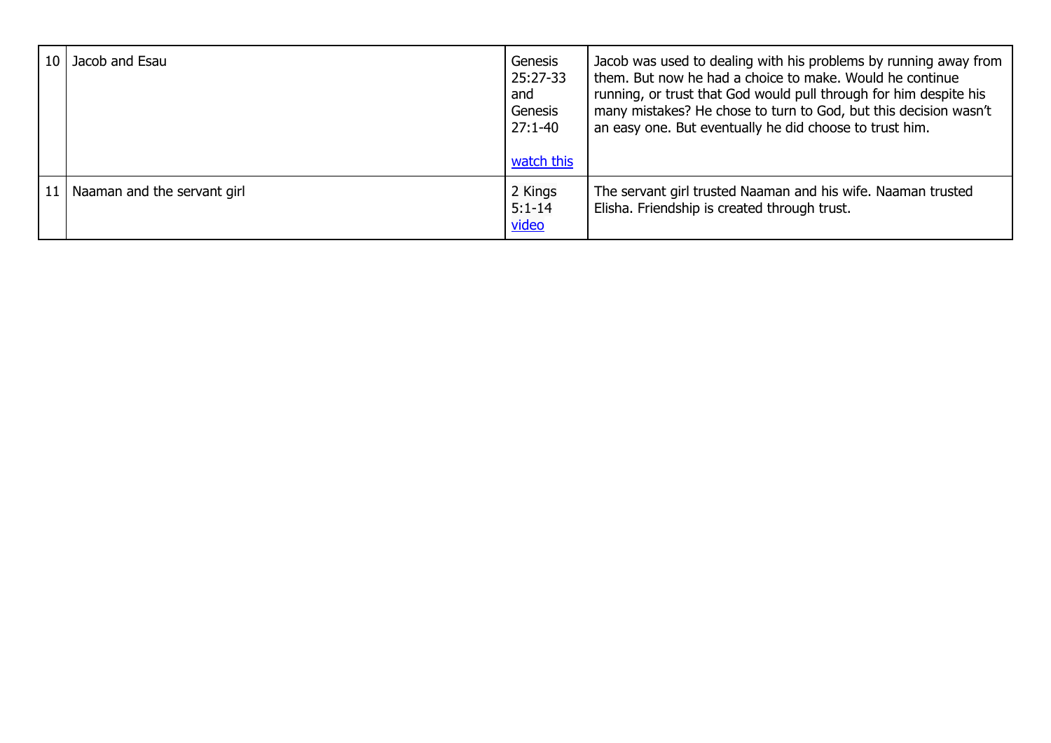| | | | |
|---|---|---|---|
| 10 | Jacob and Esau | Genesis 25:27-33 and Genesis 27:1-40<br><br>watch this | Jacob was used to dealing with his problems by running away from them. But now he had a choice to make. Would he continue running, or trust that God would pull through for him despite his many mistakes? He chose to turn to God, but this decision wasn't an easy one. But eventually he did choose to trust him. |
| 11 | Naaman and the servant girl | 2 Kings 5:1-14<br>video | The servant girl trusted Naaman and his wife. Naaman trusted Elisha. Friendship is created through trust. |